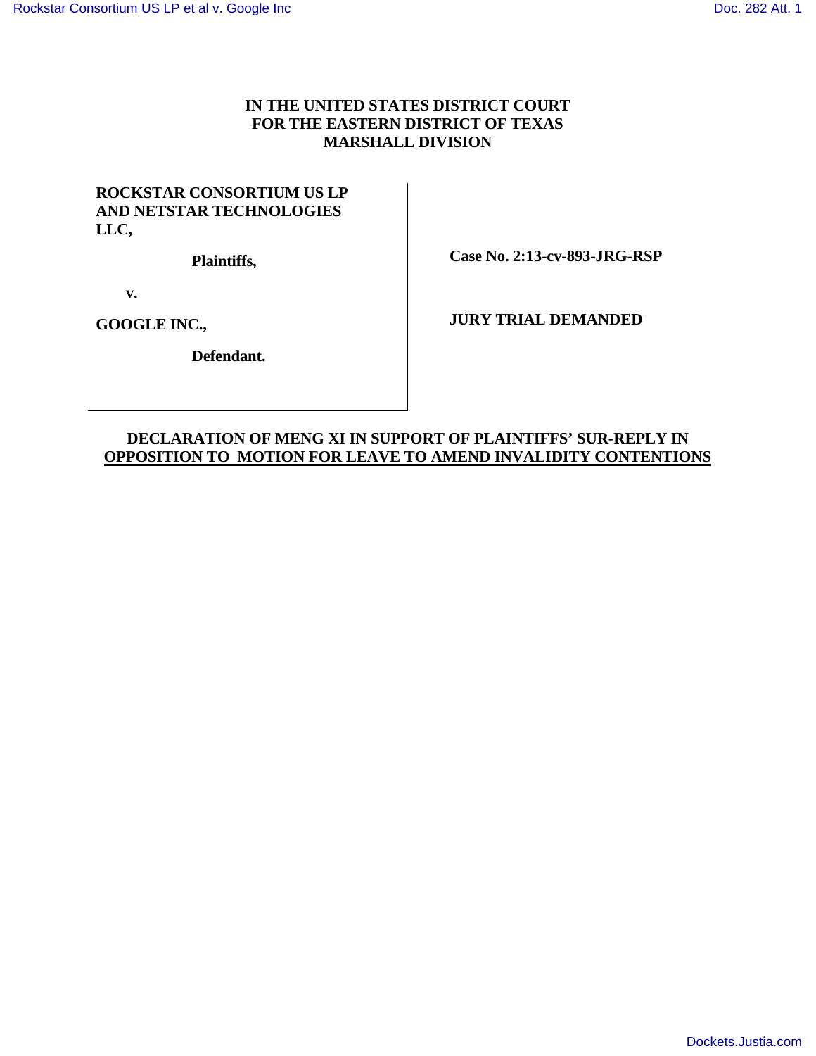**IN THE UNITED STATES DISTRICT COURT**
**FOR THE EASTERN DISTRICT OF TEXAS**
**MARSHALL DIVISION**

| | |
|---|---|
| **ROCKSTAR CONSORTIUM US LP AND NETSTAR TECHNOLOGIES LLC,** | |
| **Plaintiffs,** | **Case No. 2:13-cv-893-JRG-RSP** |
| **v.** | |
| **GOOGLE INC.,** | **JURY TRIAL DEMANDED** |
| **Defendant.** | |

**DECLARATION OF MENG XI IN SUPPORT OF PLAINTIFFS' SUR-REPLY IN OPPOSITION TO MOTION FOR LEAVE TO AMEND INVALIDITY CONTENTIONS**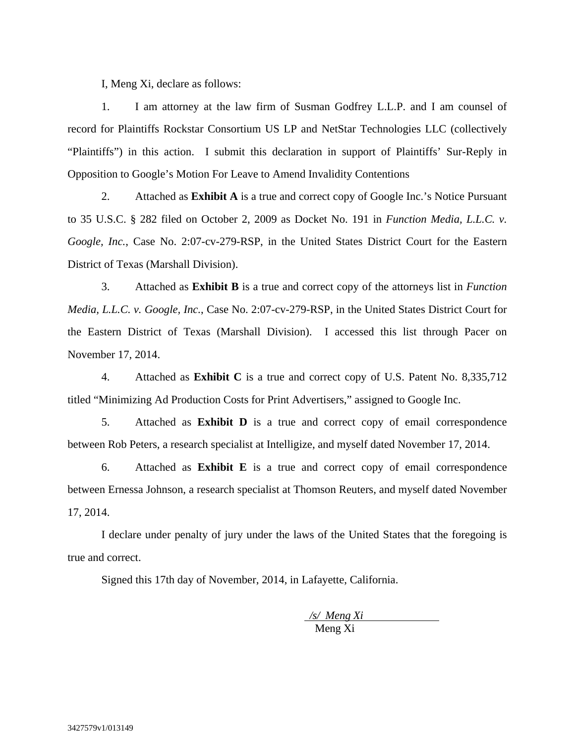I, Meng Xi, declare as follows:

1. I am attorney at the law firm of Susman Godfrey L.L.P. and I am counsel of record for Plaintiffs Rockstar Consortium US LP and NetStar Technologies LLC (collectively "Plaintiffs") in this action. I submit this declaration in support of Plaintiffs' Sur-Reply in Opposition to Google's Motion For Leave to Amend Invalidity Contentions

2. Attached as **Exhibit A** is a true and correct copy of Google Inc.'s Notice Pursuant to 35 U.S.C. § 282 filed on October 2, 2009 as Docket No. 191 in *Function Media, L.L.C. v. Google, Inc.*, Case No. 2:07-cv-279-RSP, in the United States District Court for the Eastern District of Texas (Marshall Division).

3. Attached as **Exhibit B** is a true and correct copy of the attorneys list in *Function Media, L.L.C. v. Google, Inc.*, Case No. 2:07-cv-279-RSP, in the United States District Court for the Eastern District of Texas (Marshall Division). I accessed this list through Pacer on November 17, 2014.

4. Attached as **Exhibit C** is a true and correct copy of U.S. Patent No. 8,335,712 titled "Minimizing Ad Production Costs for Print Advertisers," assigned to Google Inc.

5. Attached as **Exhibit D** is a true and correct copy of email correspondence between Rob Peters, a research specialist at Intelligize, and myself dated November 17, 2014.

6. Attached as **Exhibit E** is a true and correct copy of email correspondence between Ernessa Johnson, a research specialist at Thomson Reuters, and myself dated November 17, 2014.

I declare under penalty of jury under the laws of the United States that the foregoing is true and correct.

Signed this 17th day of November, 2014, in Lafayette, California.

*/s/ Meng Xi*
Meng Xi

3427579v1/013149